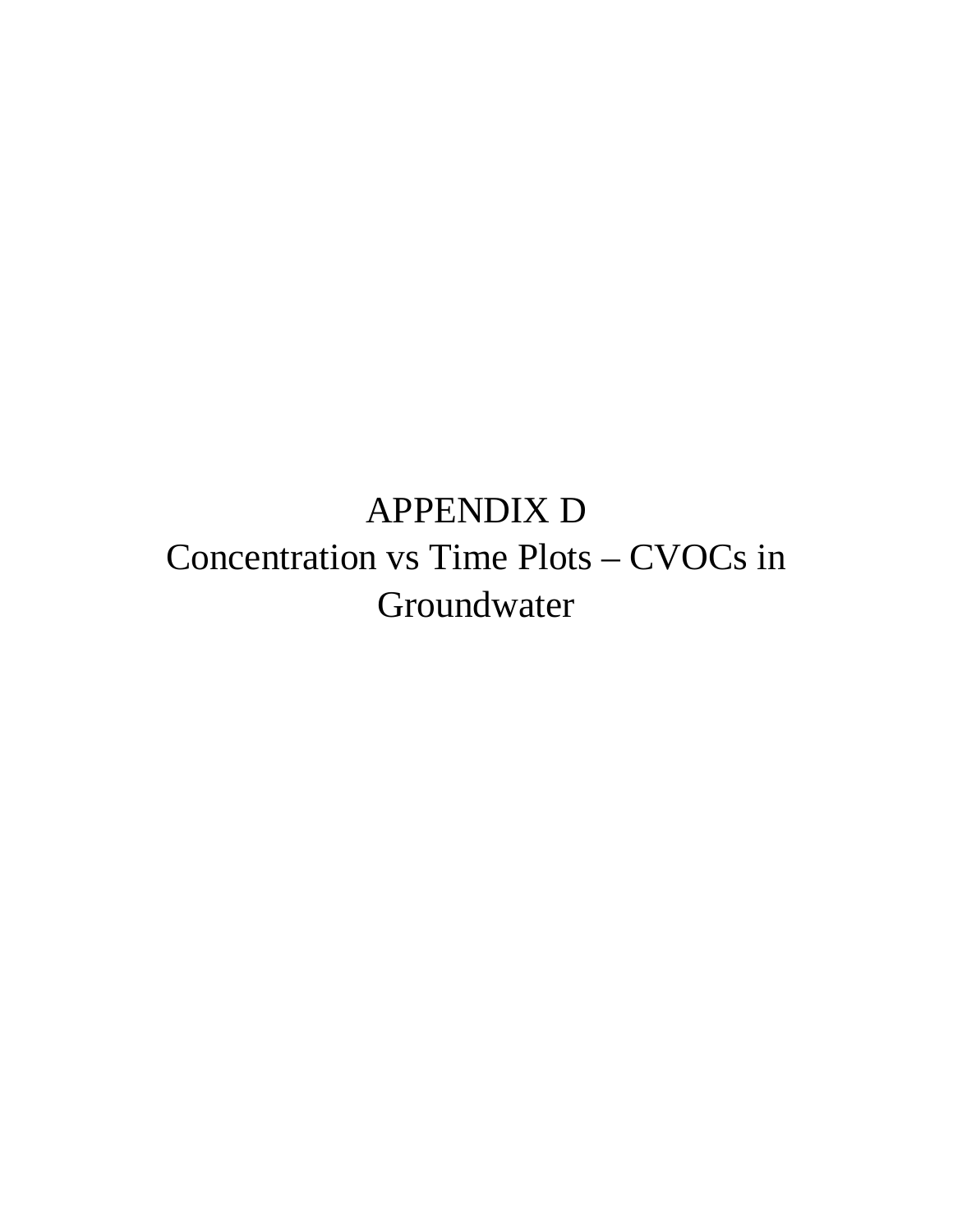# APPENDIX D

# Concentration vs Time Plots – CVOCs in Groundwater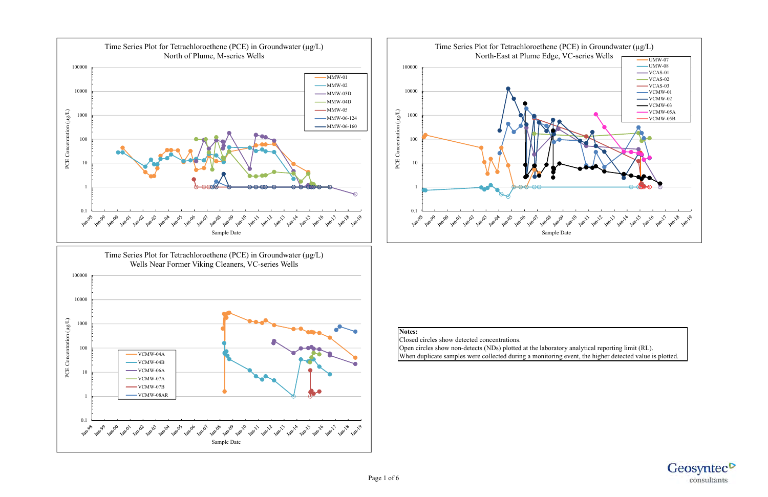### Time Series Plot for Tetrachloroethene (PCE) in Groundwater (µg/L)
North of Plume, M-series Wells

PCE Concentration (µg/L)

Sample Date

Legend: MMW-01, MMW-02, MMW-03D, MMW-04D, MMW-05, MMW-06-124, MMW-06-160

### Time Series Plot for Tetrachloroethene (PCE) in Groundwater (µg/L)
North-East at Plume Edge, VC-series Wells

PCE Concentration (µg/L)

Sample Date

Legend: UMW-07, UMW-08, VCAS-01, VCAS-02, VCAS-03, VCMW-01, VCMW-02, VCMW-03, VCMW-05A, VCMW-05B

### Time Series Plot for Tetrachloroethene (PCE) in Groundwater (µg/L)
Wells Near Former Viking Cleaners, VC-series Wells

PCE Concentration (µg/L)

Sample Date

Legend: VCMW-04A, VCMW-04B, VCMW-06A, VCMW-07A, VCMW-07B, VCMW-08AR

**Notes:**

Closed circles show detected concentrations.

Open circles show non-detects (NDs) plotted at the laboratory analytical reporting limit (RL).

When duplicate samples were collected during a monitoring event, the higher detected value is plotted.

Geosyntec consultants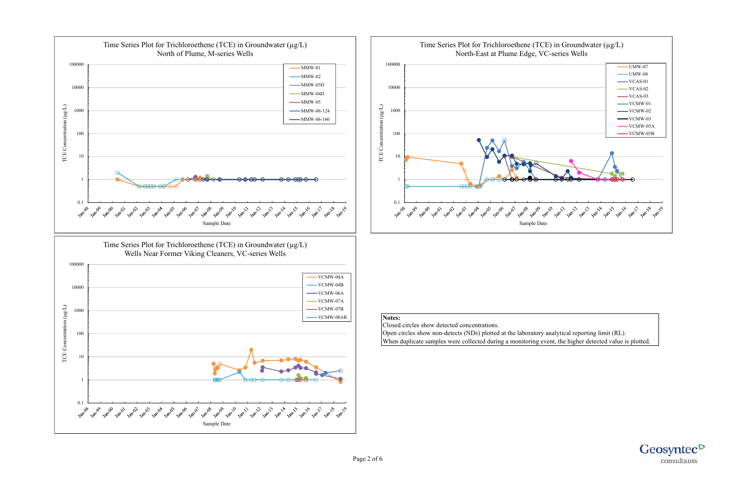## Time Series Plot for Trichloroethene (TCE) in Groundwater (µg/L)
North of Plume, M-series Wells

Legend: MMW-01, MMW-02, MMW-03D, MMW-04D, MMW-05, MMW-06-124, MMW-06-160

Y-axis: TCE Concentration (µg/L) — 0.1, 1, 10, 100, 1000, 10000, 100000

X-axis: Sample Date — Jan-98 through Jan-19

## Time Series Plot for Trichloroethene (TCE) in Groundwater (µg/L)
North-East at Plume Edge, VC-series Wells

Legend: UMW-07, UMW-08, VCAS-01, VCAS-02, VCAS-03, VCMW-01, VCMW-02, VCMW-03, VCMW-05A, VCMW-05B

Y-axis: TCE Concentration (µg/L) — 0.1, 1, 10, 100, 1000, 10000, 100000

X-axis: Sample Date — Jan-98 through Jan-19

## Time Series Plot for Trichloroethene (TCE) in Groundwater (µg/L)
Wells Near Former Viking Cleaners, VC-series Wells

Legend: VCMW-04A, VCMW-04B, VCMW-06A, VCMW-07A, VCMW-07B, VCMW-08AR

Y-axis: TCE Concentration (µg/L) — 0.1, 1, 10, 100, 1000, 10000, 100000

X-axis: Sample Date — Jan-98 through Jan-19

**Notes:**
Closed circles show detected concentrations.
Open circles show non-detects (NDs) plotted at the laboratory analytical reporting limit (RL).
When duplicate samples were collected during a monitoring event, the higher detected value is plotted.

Geosyntec consultants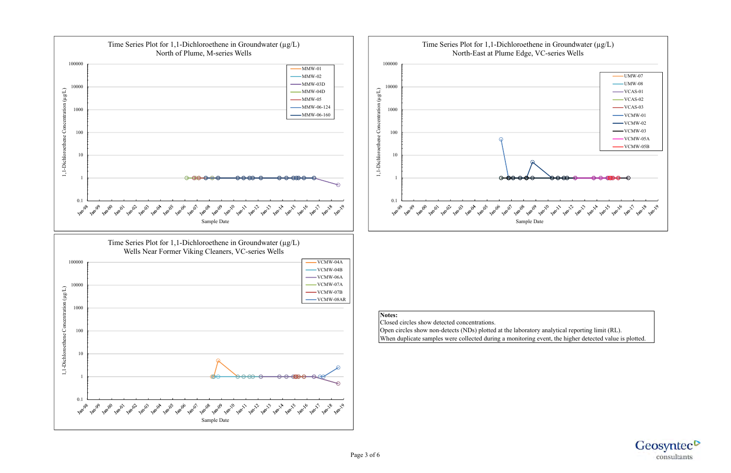Time Series Plot for 1,1-Dichloroethene in Groundwater (µg/L)
North of Plume, M-series Wells

Legend: MMW-01, MMW-02, MMW-03D, MMW-04D, MMW-05, MMW-06-124, MMW-06-160

Y-axis: 1,1-Dichloroethene Concentration (µg/L) — 0.1, 1, 10, 100, 1000, 10000, 100000
X-axis: Sample Date — Jan-98, Jan-99, Jan-00, Jan-01, Jan-02, Jan-03, Jan-04, Jan-05, Jan-06, Jan-07, Jan-08, Jan-09, Jan-10, Jan-11, Jan-12, Jan-13, Jan-14, Jan-15, Jan-16, Jan-17, Jan-18, Jan-19

Time Series Plot for 1,1-Dichloroethene in Groundwater (µg/L)
North-East at Plume Edge, VC-series Wells

Legend: UMW-07, UMW-08, VCAS-01, VCAS-02, VCAS-03, VCMW-01, VCMW-02, VCMW-03, VCMW-05A, VCMW-05B

Y-axis: 1,1-Dichloroethene Concentration (µg/L) — 0.1, 1, 10, 100, 1000, 10000, 100000
X-axis: Sample Date — Jan-98, Jan-99, Jan-00, Jan-01, Jan-02, Jan-03, Jan-04, Jan-05, Jan-06, Jan-07, Jan-08, Jan-09, Jan-10, Jan-11, Jan-12, Jan-13, Jan-14, Jan-15, Jan-16, Jan-17, Jan-18, Jan-19

Time Series Plot for 1,1-Dichloroethene in Groundwater (µg/L)
Wells Near Former Viking Cleaners, VC-series Wells

Legend: VCMW-04A, VCMW-04B, VCMW-06A, VCMW-07A, VCMW-07B, VCMW-08AR

Y-axis: 1,1-Dichloroethene Concentration (µg/L) — 0.1, 1, 10, 100, 1000, 10000, 100000
X-axis: Sample Date — Jan-98, Jan-99, Jan-00, Jan-01, Jan-02, Jan-03, Jan-04, Jan-05, Jan-06, Jan-07, Jan-08, Jan-09, Jan-10, Jan-11, Jan-12, Jan-13, Jan-14, Jan-15, Jan-16, Jan-17, Jan-18, Jan-19

**Notes:**
Closed circles show detected concentrations.
Open circles show non-detects (NDs) plotted at the laboratory analytical reporting limit (RL).
When duplicate samples were collected during a monitoring event, the higher detected value is plotted.

Geosyntec consultants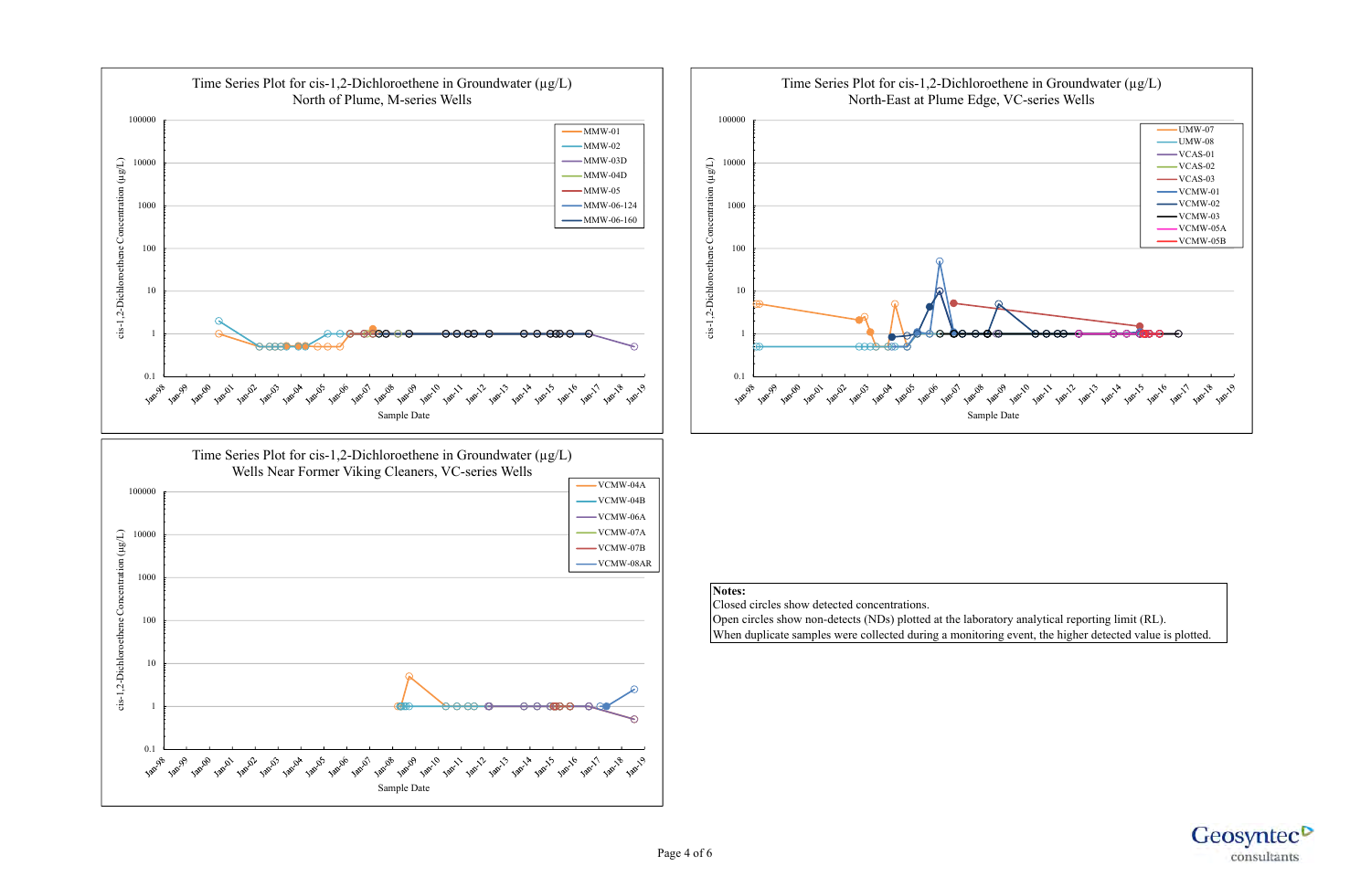### Time Series Plot for cis-1,2-Dichloroethene in Groundwater (µg/L)
North of Plume, M-series Wells

- MMW-01
- MMW-02
- MMW-03D
- MMW-04D
- MMW-05
- MMW-06-124
- MMW-06-160

cis-1,2-Dichloroethene Concentration (µg/L)

Sample Date

### Time Series Plot for cis-1,2-Dichloroethene in Groundwater (µg/L)
North-East at Plume Edge, VC-series Wells

- UMW-07
- UMW-08
- VCAS-01
- VCAS-02
- VCAS-03
- VCMW-01
- VCMW-02
- VCMW-03
- VCMW-05A
- VCMW-05B

cis-1,2-Dichloroethene Concentration (µg/L)

Sample Date

### Time Series Plot for cis-1,2-Dichloroethene in Groundwater (µg/L)
Wells Near Former Viking Cleaners, VC-series Wells

- VCMW-04A
- VCMW-04B
- VCMW-06A
- VCMW-07A
- VCMW-07B
- VCMW-08AR

cis-1,2-Dichloroethene Concentration (µg/L)

Sample Date

**Notes:**
Closed circles show detected concentrations.
Open circles show non-detects (NDs) plotted at the laboratory analytical reporting limit (RL).
When duplicate samples were collected during a monitoring event, the higher detected value is plotted.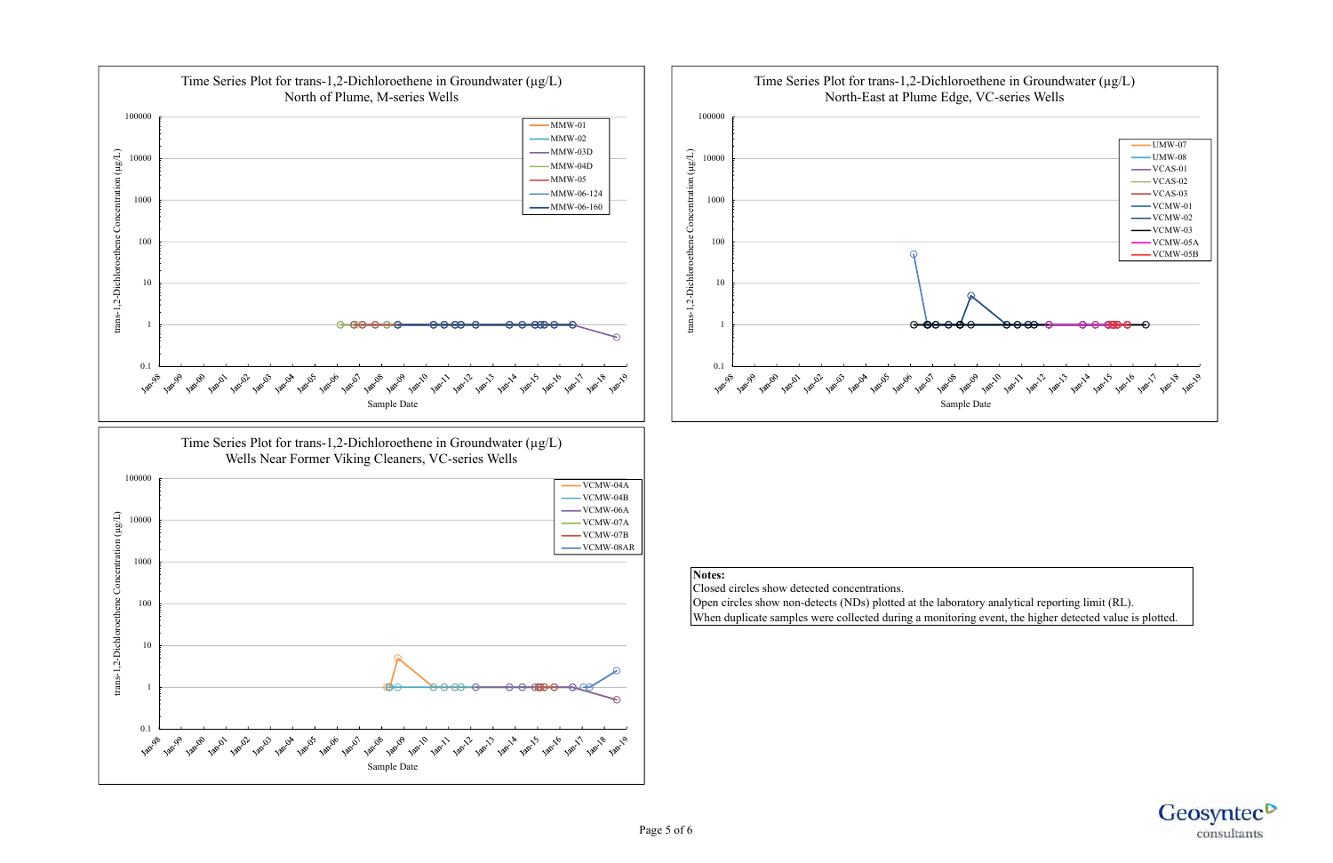### Time Series Plot for trans-1,2-Dichloroethene in Groundwater (µg/L)
### North of Plume, M-series Wells

Legend: MMW-01, MMW-02, MMW-03D, MMW-04D, MMW-05, MMW-06-124, MMW-06-160

Y-axis: trans-1,2-Dichloroethene Concentration (µg/L) (0.1 – 100000)

X-axis: Sample Date (Jan-98 – Jan-19)

### Time Series Plot for trans-1,2-Dichloroethene in Groundwater (µg/L)
### North-East at Plume Edge, VC-series Wells

Legend: UMW-07, UMW-08, VCAS-01, VCAS-02, VCAS-03, VCMW-01, VCMW-02, VCMW-03, VCMW-05A, VCMW-05B

Y-axis: trans-1,2-Dichloroethene Concentration (µg/L) (0.1 – 100000)

X-axis: Sample Date (Jan-98 – Jan-19)

### Time Series Plot for trans-1,2-Dichloroethene in Groundwater (µg/L)
### Wells Near Former Viking Cleaners, VC-series Wells

Legend: VCMW-04A, VCMW-04B, VCMW-06A, VCMW-07A, VCMW-07B, VCMW-08AR

Y-axis: trans-1,2-Dichloroethene Concentration (µg/L) (0.1 – 100000)

X-axis: Sample Date (Jan-98 – Jan-19)

**Notes:**
Closed circles show detected concentrations.
Open circles show non-detects (NDs) plotted at the laboratory analytical reporting limit (RL).
When duplicate samples were collected during a monitoring event, the higher detected value is plotted.

Geosyntec consultants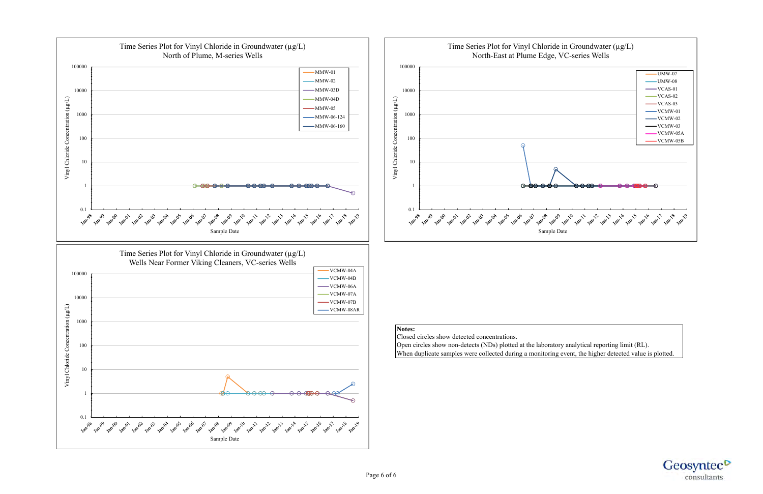Time Series Plot for Vinyl Chloride in Groundwater (µg/L)
North of Plume, M-series Wells

Vinyl Chloride Concentration (µg/L)

100000
10000
1000
100
10
1
0.1

Jan-98 Jan-99 Jan-00 Jan-01 Jan-02 Jan-03 Jan-04 Jan-05 Jan-06 Jan-07 Jan-08 Jan-09 Jan-10 Jan-11 Jan-12 Jan-13 Jan-14 Jan-15 Jan-16 Jan-17 Jan-18 Jan-19

Sample Date

MMW-01
MMW-02
MMW-03D
MMW-04D
MMW-05
MMW-06-124
MMW-06-160

Time Series Plot for Vinyl Chloride in Groundwater (µg/L)
North-East at Plume Edge, VC-series Wells

Vinyl Chloride Concentration (µg/L)

100000
10000
1000
100
10
1
0.1

Jan-98 Jan-99 Jan-00 Jan-01 Jan-02 Jan-03 Jan-04 Jan-05 Jan-06 Jan-07 Jan-08 Jan-09 Jan-10 Jan-11 Jan-12 Jan-13 Jan-14 Jan-15 Jan-16 Jan-17 Jan-18 Jan-19

Sample Date

UMW-07
UMW-08
VCAS-01
VCAS-02
VCAS-03
VCMW-01
VCMW-02
VCMW-03
VCMW-05A
VCMW-05B

Time Series Plot for Vinyl Chloride in Groundwater (µg/L)
Wells Near Former Viking Cleaners, VC-series Wells

Vinyl Chloride Concentration (µg/L)

100000
10000
1000
100
10
1
0.1

Jan-98 Jan-99 Jan-00 Jan-01 Jan-02 Jan-03 Jan-04 Jan-05 Jan-06 Jan-07 Jan-08 Jan-09 Jan-10 Jan-11 Jan-12 Jan-13 Jan-14 Jan-15 Jan-16 Jan-17 Jan-18 Jan-19

Sample Date

VCMW-04A
VCMW-04B
VCMW-06A
VCMW-07A
VCMW-07B
VCMW-08AR

**Notes:**
Closed circles show detected concentrations.
Open circles show non-detects (NDs) plotted at the laboratory analytical reporting limit (RL).
When duplicate samples were collected during a monitoring event, the higher detected value is plotted.

Geosyntec consultants